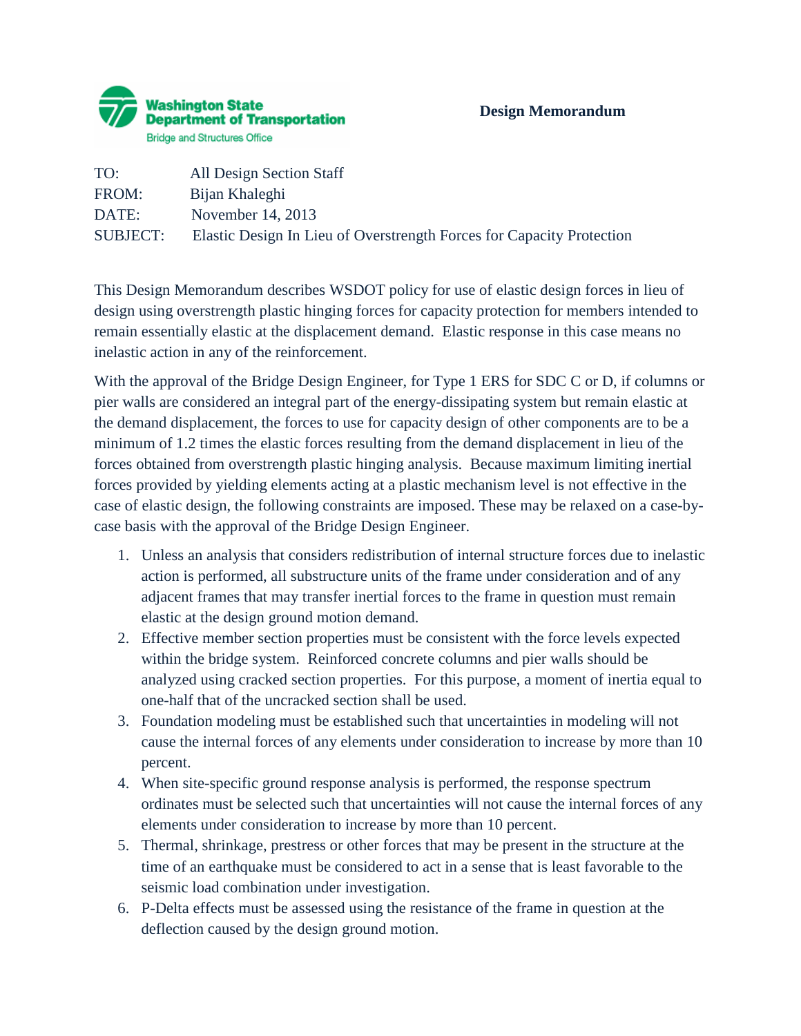Washington State Department of Transportation
Bridge and Structures Office

**Design Memorandum**

TO: All Design Section Staff
FROM: Bijan Khaleghi
DATE: November 14, 2013
SUBJECT: Elastic Design In Lieu of Overstrength Forces for Capacity Protection

This Design Memorandum describes WSDOT policy for use of elastic design forces in lieu of design using overstrength plastic hinging forces for capacity protection for members intended to remain essentially elastic at the displacement demand. Elastic response in this case means no inelastic action in any of the reinforcement.

With the approval of the Bridge Design Engineer, for Type 1 ERS for SDC C or D, if columns or pier walls are considered an integral part of the energy-dissipating system but remain elastic at the demand displacement, the forces to use for capacity design of other components are to be a minimum of 1.2 times the elastic forces resulting from the demand displacement in lieu of the forces obtained from overstrength plastic hinging analysis. Because maximum limiting inertial forces provided by yielding elements acting at a plastic mechanism level is not effective in the case of elastic design, the following constraints are imposed. These may be relaxed on a case-by-case basis with the approval of the Bridge Design Engineer.

1. Unless an analysis that considers redistribution of internal structure forces due to inelastic action is performed, all substructure units of the frame under consideration and of any adjacent frames that may transfer inertial forces to the frame in question must remain elastic at the design ground motion demand.
2. Effective member section properties must be consistent with the force levels expected within the bridge system. Reinforced concrete columns and pier walls should be analyzed using cracked section properties. For this purpose, a moment of inertia equal to one-half that of the uncracked section shall be used.
3. Foundation modeling must be established such that uncertainties in modeling will not cause the internal forces of any elements under consideration to increase by more than 10 percent.
4. When site-specific ground response analysis is performed, the response spectrum ordinates must be selected such that uncertainties will not cause the internal forces of any elements under consideration to increase by more than 10 percent.
5. Thermal, shrinkage, prestress or other forces that may be present in the structure at the time of an earthquake must be considered to act in a sense that is least favorable to the seismic load combination under investigation.
6. P-Delta effects must be assessed using the resistance of the frame in question at the deflection caused by the design ground motion.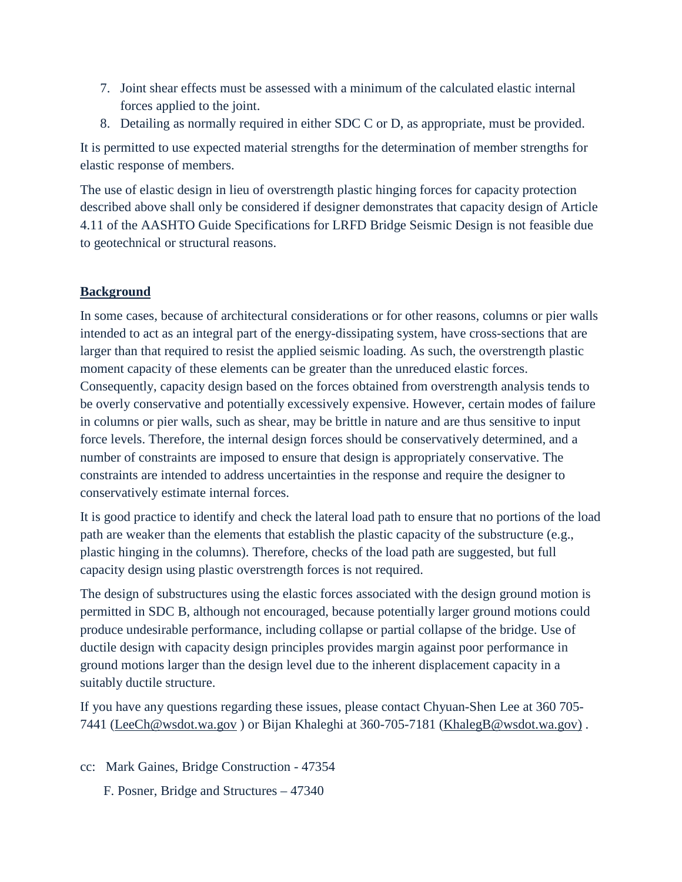7. Joint shear effects must be assessed with a minimum of the calculated elastic internal forces applied to the joint.
8. Detailing as normally required in either SDC C or D, as appropriate, must be provided.

It is permitted to use expected material strengths for the determination of member strengths for elastic response of members.

The use of elastic design in lieu of overstrength plastic hinging forces for capacity protection described above shall only be considered if designer demonstrates that capacity design of Article 4.11 of the AASHTO Guide Specifications for LRFD Bridge Seismic Design is not feasible due to geotechnical or structural reasons.

**Background**

In some cases, because of architectural considerations or for other reasons, columns or pier walls intended to act as an integral part of the energy-dissipating system, have cross-sections that are larger than that required to resist the applied seismic loading. As such, the overstrength plastic moment capacity of these elements can be greater than the unreduced elastic forces. Consequently, capacity design based on the forces obtained from overstrength analysis tends to be overly conservative and potentially excessively expensive. However, certain modes of failure in columns or pier walls, such as shear, may be brittle in nature and are thus sensitive to input force levels. Therefore, the internal design forces should be conservatively determined, and a number of constraints are imposed to ensure that design is appropriately conservative. The constraints are intended to address uncertainties in the response and require the designer to conservatively estimate internal forces.

It is good practice to identify and check the lateral load path to ensure that no portions of the load path are weaker than the elements that establish the plastic capacity of the substructure (e.g., plastic hinging in the columns). Therefore, checks of the load path are suggested, but full capacity design using plastic overstrength forces is not required.

The design of substructures using the elastic forces associated with the design ground motion is permitted in SDC B, although not encouraged, because potentially larger ground motions could produce undesirable performance, including collapse or partial collapse of the bridge. Use of ductile design with capacity design principles provides margin against poor performance in ground motions larger than the design level due to the inherent displacement capacity in a suitably ductile structure.

If you have any questions regarding these issues, please contact Chyuan-Shen Lee at 360 705-7441 (LeeCh@wsdot.wa.gov ) or Bijan Khaleghi at 360-705-7181 (KhalegB@wsdot.wa.gov) .

cc: Mark Gaines, Bridge Construction - 47354

F. Posner, Bridge and Structures – 47340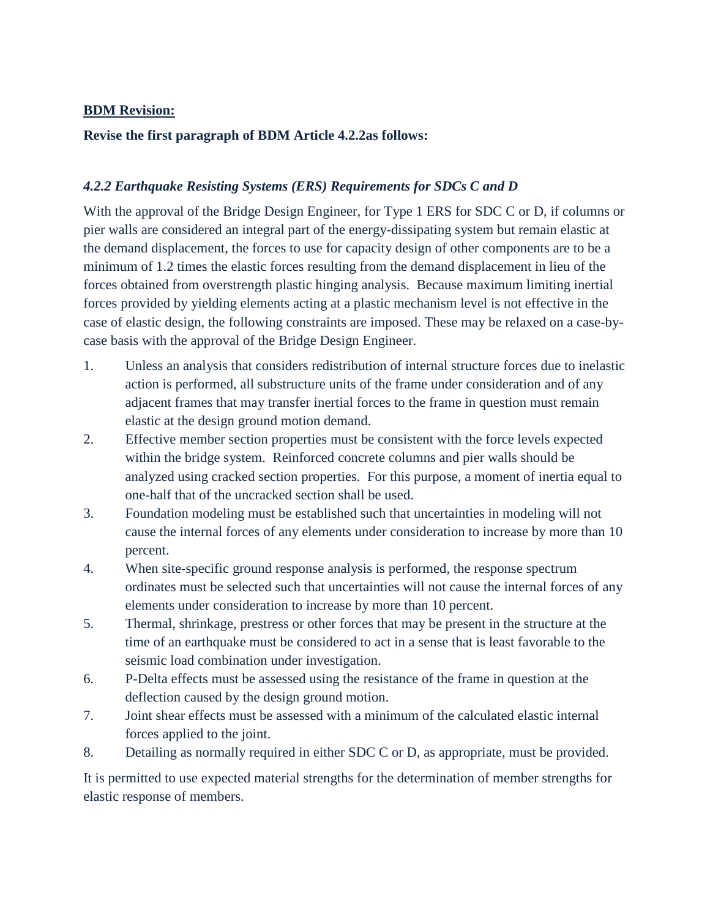**BDM Revision:**

**Revise the first paragraph of BDM Article 4.2.2as follows:**

***4.2.2 Earthquake Resisting Systems (ERS) Requirements for SDCs C and D***

With the approval of the Bridge Design Engineer, for Type 1 ERS for SDC C or D, if columns or pier walls are considered an integral part of the energy-dissipating system but remain elastic at the demand displacement, the forces to use for capacity design of other components are to be a minimum of 1.2 times the elastic forces resulting from the demand displacement in lieu of the forces obtained from overstrength plastic hinging analysis. Because maximum limiting inertial forces provided by yielding elements acting at a plastic mechanism level is not effective in the case of elastic design, the following constraints are imposed. These may be relaxed on a case-by-case basis with the approval of the Bridge Design Engineer.

1. Unless an analysis that considers redistribution of internal structure forces due to inelastic action is performed, all substructure units of the frame under consideration and of any adjacent frames that may transfer inertial forces to the frame in question must remain elastic at the design ground motion demand.
2. Effective member section properties must be consistent with the force levels expected within the bridge system. Reinforced concrete columns and pier walls should be analyzed using cracked section properties. For this purpose, a moment of inertia equal to one-half that of the uncracked section shall be used.
3. Foundation modeling must be established such that uncertainties in modeling will not cause the internal forces of any elements under consideration to increase by more than 10 percent.
4. When site-specific ground response analysis is performed, the response spectrum ordinates must be selected such that uncertainties will not cause the internal forces of any elements under consideration to increase by more than 10 percent.
5. Thermal, shrinkage, prestress or other forces that may be present in the structure at the time of an earthquake must be considered to act in a sense that is least favorable to the seismic load combination under investigation.
6. P-Delta effects must be assessed using the resistance of the frame in question at the deflection caused by the design ground motion.
7. Joint shear effects must be assessed with a minimum of the calculated elastic internal forces applied to the joint.
8. Detailing as normally required in either SDC C or D, as appropriate, must be provided.

It is permitted to use expected material strengths for the determination of member strengths for elastic response of members.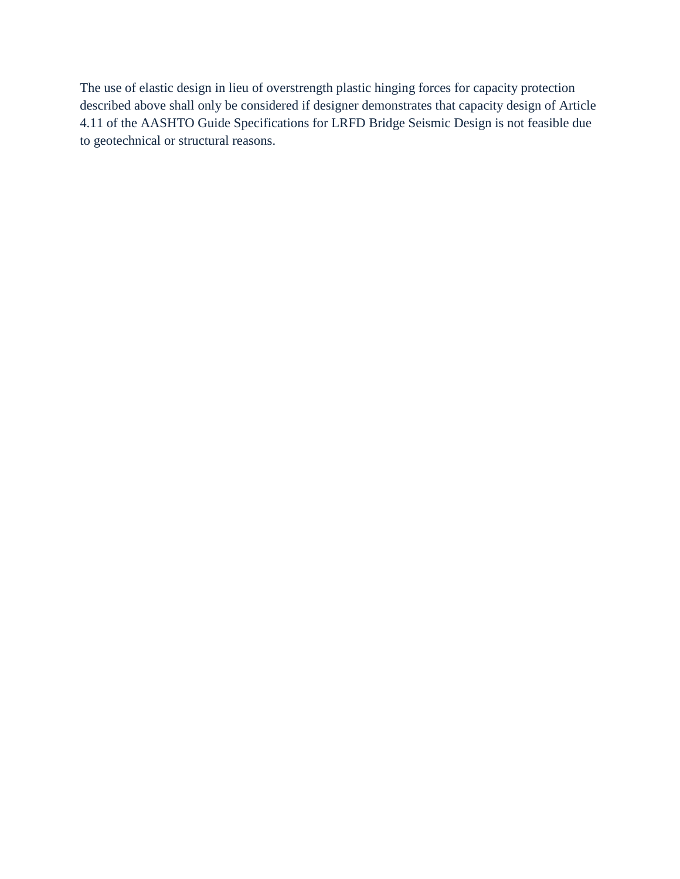The use of elastic design in lieu of overstrength plastic hinging forces for capacity protection described above shall only be considered if designer demonstrates that capacity design of Article 4.11 of the AASHTO Guide Specifications for LRFD Bridge Seismic Design is not feasible due to geotechnical or structural reasons.